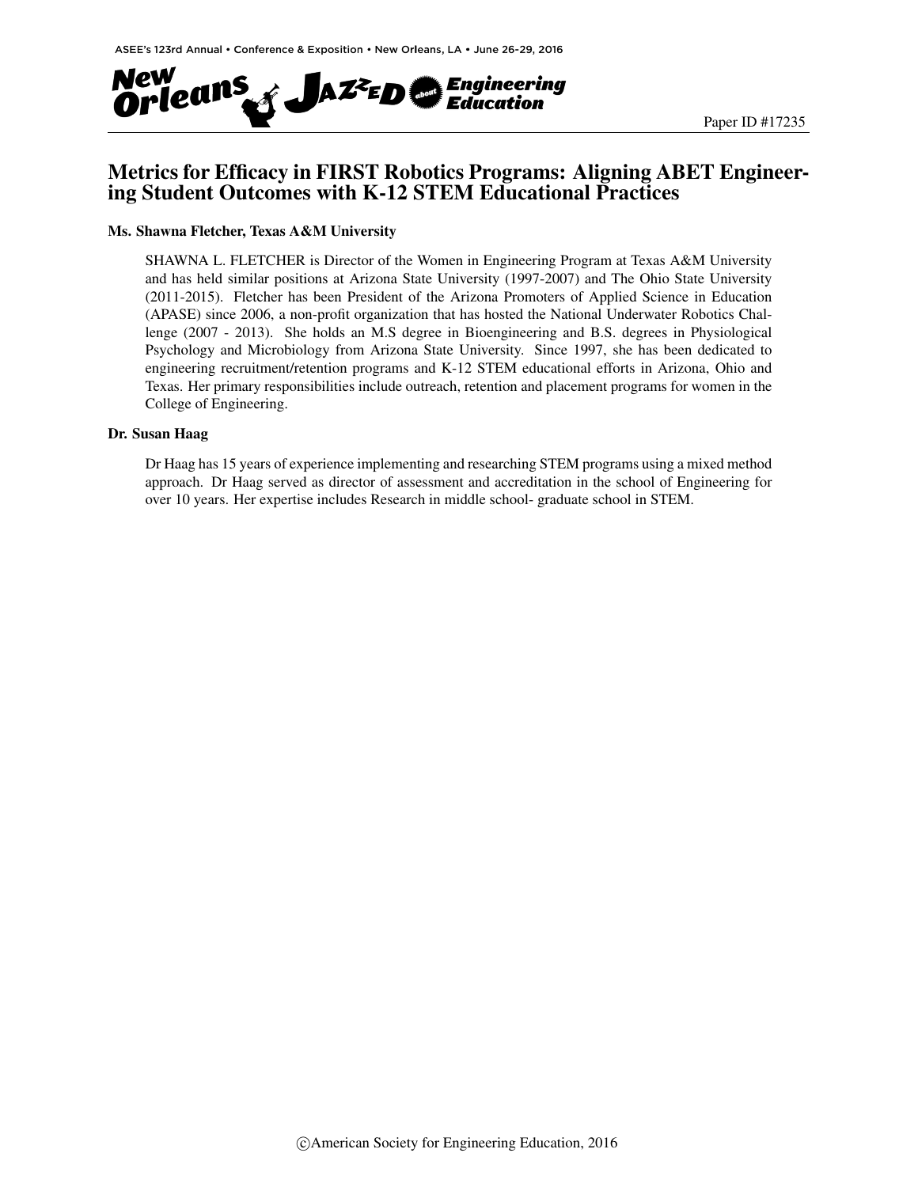Paper ID #17235

# Metrics for Efficacy in FIRST Robotics Programs: Aligning ABET Engineering Student Outcomes with K-12 STEM Educational Practices

### Ms. Shawna Fletcher, Texas A&M University

SHAWNA L. FLETCHER is Director of the Women in Engineering Program at Texas A&M University and has held similar positions at Arizona State University (1997-2007) and The Ohio State University (2011-2015). Fletcher has been President of the Arizona Promoters of Applied Science in Education (APASE) since 2006, a non-profit organization that has hosted the National Underwater Robotics Challenge (2007 - 2013). She holds an M.S degree in Bioengineering and B.S. degrees in Physiological Psychology and Microbiology from Arizona State University. Since 1997, she has been dedicated to engineering recruitment/retention programs and K-12 STEM educational efforts in Arizona, Ohio and Texas. Her primary responsibilities include outreach, retention and placement programs for women in the College of Engineering.

### Dr. Susan Haag

Dr Haag has 15 years of experience implementing and researching STEM programs using a mixed method approach. Dr Haag served as director of assessment and accreditation in the school of Engineering for over 10 years. Her expertise includes Research in middle school- graduate school in STEM.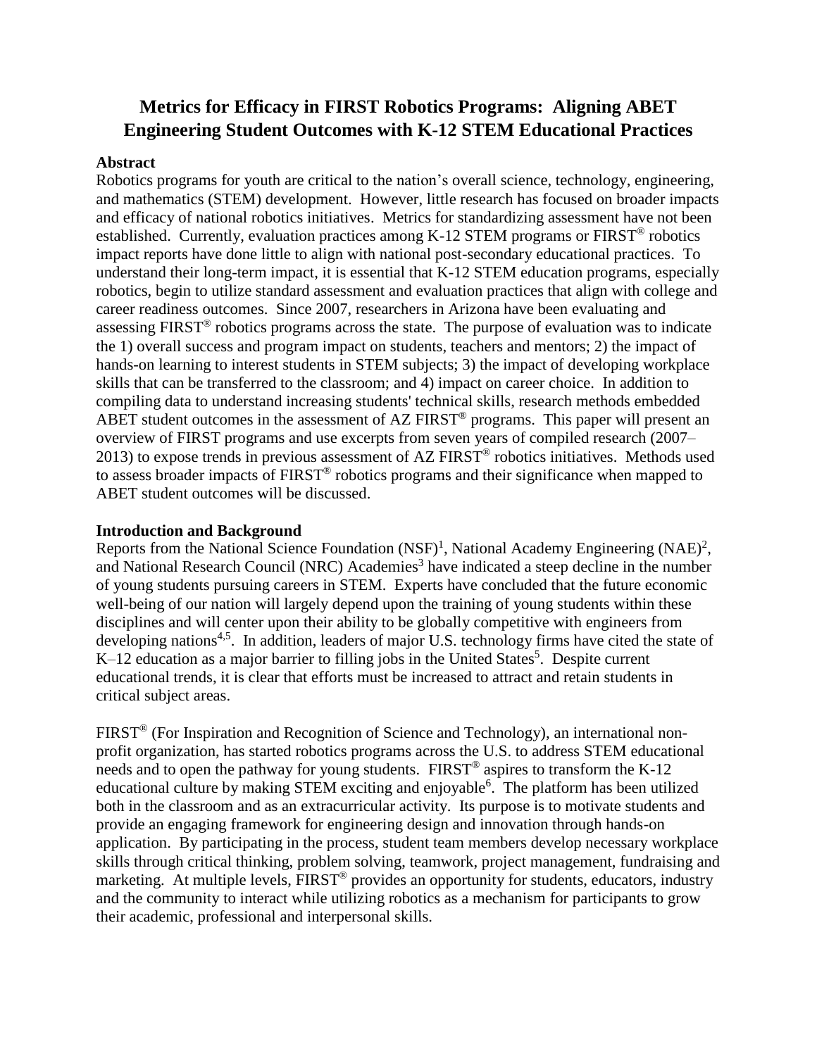# Metrics for Efficacy in FIRST Robotics Programs: Aligning ABET Engineering Student Outcomes with K-12 STEM Educational Practices

## Abstract

Robotics programs for youth are critical to the nation's overall science, technology, engineering, and mathematics (STEM) development. However, little research has focused on broader impacts and efficacy of national robotics initiatives. Metrics for standardizing assessment have not been established. Currently, evaluation practices among K-12 STEM programs or FIRST® robotics impact reports have done little to align with national post-secondary educational practices. To understand their long-term impact, it is essential that K-12 STEM education programs, especially robotics, begin to utilize standard assessment and evaluation practices that align with college and career readiness outcomes. Since 2007, researchers in Arizona have been evaluating and assessing FIRST® robotics programs across the state. The purpose of evaluation was to indicate the 1) overall success and program impact on students, teachers and mentors; 2) the impact of hands-on learning to interest students in STEM subjects; 3) the impact of developing workplace skills that can be transferred to the classroom; and 4) impact on career choice. In addition to compiling data to understand increasing students' technical skills, research methods embedded ABET student outcomes in the assessment of AZ FIRST® programs. This paper will present an overview of FIRST programs and use excerpts from seven years of compiled research (2007–2013) to expose trends in previous assessment of AZ FIRST® robotics initiatives. Methods used to assess broader impacts of FIRST® robotics programs and their significance when mapped to ABET student outcomes will be discussed.

## Introduction and Background

Reports from the National Science Foundation (NSF)[1], National Academy Engineering (NAE)[2], and National Research Council (NRC) Academies[3] have indicated a steep decline in the number of young students pursuing careers in STEM. Experts have concluded that the future economic well-being of our nation will largely depend upon the training of young students within these disciplines and will center upon their ability to be globally competitive with engineers from developing nations[4,5]. In addition, leaders of major U.S. technology firms have cited the state of K–12 education as a major barrier to filling jobs in the United States[5]. Despite current educational trends, it is clear that efforts must be increased to attract and retain students in critical subject areas.

FIRST® (For Inspiration and Recognition of Science and Technology), an international non-profit organization, has started robotics programs across the U.S. to address STEM educational needs and to open the pathway for young students. FIRST® aspires to transform the K-12 educational culture by making STEM exciting and enjoyable[6]. The platform has been utilized both in the classroom and as an extracurricular activity. Its purpose is to motivate students and provide an engaging framework for engineering design and innovation through hands-on application. By participating in the process, student team members develop necessary workplace skills through critical thinking, problem solving, teamwork, project management, fundraising and marketing. At multiple levels, FIRST® provides an opportunity for students, educators, industry and the community to interact while utilizing robotics as a mechanism for participants to grow their academic, professional and interpersonal skills.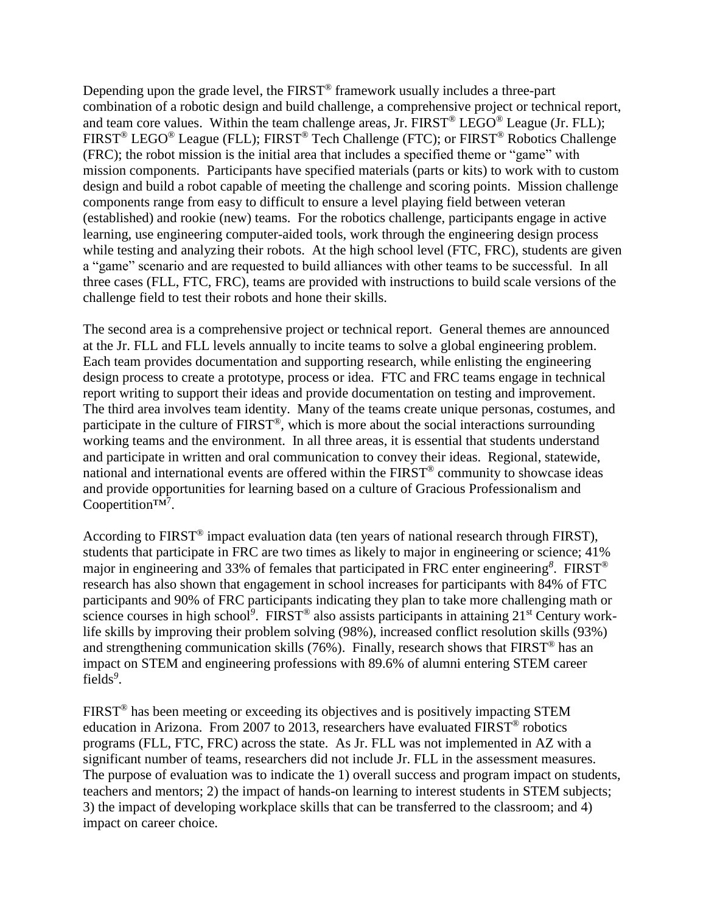Depending upon the grade level, the FIRST® framework usually includes a three-part combination of a robotic design and build challenge, a comprehensive project or technical report, and team core values. Within the team challenge areas, Jr. FIRST® LEGO® League (Jr. FLL); FIRST® LEGO® League (FLL); FIRST® Tech Challenge (FTC); or FIRST® Robotics Challenge (FRC); the robot mission is the initial area that includes a specified theme or "game" with mission components. Participants have specified materials (parts or kits) to work with to custom design and build a robot capable of meeting the challenge and scoring points. Mission challenge components range from easy to difficult to ensure a level playing field between veteran (established) and rookie (new) teams. For the robotics challenge, participants engage in active learning, use engineering computer-aided tools, work through the engineering design process while testing and analyzing their robots. At the high school level (FTC, FRC), students are given a "game" scenario and are requested to build alliances with other teams to be successful. In all three cases (FLL, FTC, FRC), teams are provided with instructions to build scale versions of the challenge field to test their robots and hone their skills.

The second area is a comprehensive project or technical report. General themes are announced at the Jr. FLL and FLL levels annually to incite teams to solve a global engineering problem. Each team provides documentation and supporting research, while enlisting the engineering design process to create a prototype, process or idea. FTC and FRC teams engage in technical report writing to support their ideas and provide documentation on testing and improvement. The third area involves team identity. Many of the teams create unique personas, costumes, and participate in the culture of FIRST®, which is more about the social interactions surrounding working teams and the environment. In all three areas, it is essential that students understand and participate in written and oral communication to convey their ideas. Regional, statewide, national and international events are offered within the FIRST® community to showcase ideas and provide opportunities for learning based on a culture of Gracious Professionalism and Coopertition™[7].

According to FIRST® impact evaluation data (ten years of national research through FIRST), students that participate in FRC are two times as likely to major in engineering or science; 41% major in engineering and 33% of females that participated in FRC enter engineering[8]. FIRST® research has also shown that engagement in school increases for participants with 84% of FTC participants and 90% of FRC participants indicating they plan to take more challenging math or science courses in high school[9]. FIRST® also assists participants in attaining 21st Century work-life skills by improving their problem solving (98%), increased conflict resolution skills (93%) and strengthening communication skills (76%). Finally, research shows that FIRST® has an impact on STEM and engineering professions with 89.6% of alumni entering STEM career fields[9].

FIRST® has been meeting or exceeding its objectives and is positively impacting STEM education in Arizona. From 2007 to 2013, researchers have evaluated FIRST® robotics programs (FLL, FTC, FRC) across the state. As Jr. FLL was not implemented in AZ with a significant number of teams, researchers did not include Jr. FLL in the assessment measures. The purpose of evaluation was to indicate the 1) overall success and program impact on students, teachers and mentors; 2) the impact of hands-on learning to interest students in STEM subjects; 3) the impact of developing workplace skills that can be transferred to the classroom; and 4) impact on career choice.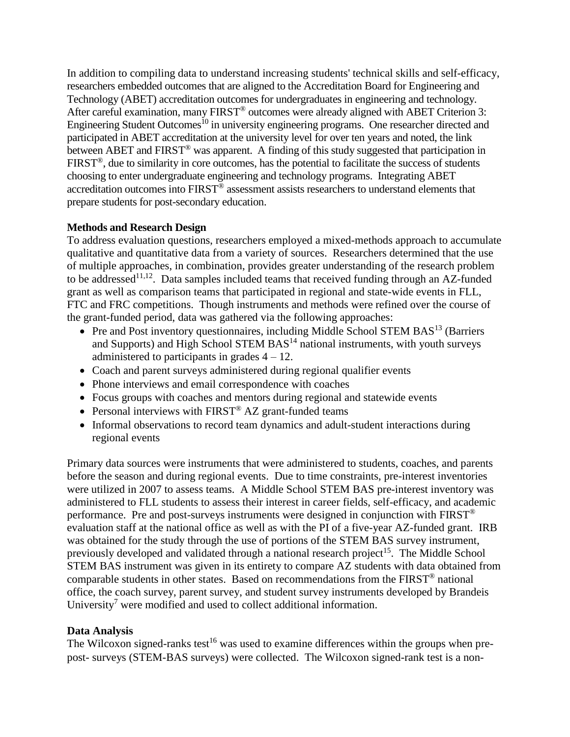In addition to compiling data to understand increasing students' technical skills and self-efficacy, researchers embedded outcomes that are aligned to the Accreditation Board for Engineering and Technology (ABET) accreditation outcomes for undergraduates in engineering and technology. After careful examination, many FIRST® outcomes were already aligned with ABET Criterion 3: Engineering Student Outcomes[10] in university engineering programs. One researcher directed and participated in ABET accreditation at the university level for over ten years and noted, the link between ABET and FIRST® was apparent. A finding of this study suggested that participation in FIRST®, due to similarity in core outcomes, has the potential to facilitate the success of students choosing to enter undergraduate engineering and technology programs. Integrating ABET accreditation outcomes into FIRST® assessment assists researchers to understand elements that prepare students for post-secondary education.

**Methods and Research Design**

To address evaluation questions, researchers employed a mixed-methods approach to accumulate qualitative and quantitative data from a variety of sources. Researchers determined that the use of multiple approaches, in combination, provides greater understanding of the research problem to be addressed[11,12]. Data samples included teams that received funding through an AZ-funded grant as well as comparison teams that participated in regional and state-wide events in FLL, FTC and FRC competitions. Though instruments and methods were refined over the course of the grant-funded period, data was gathered via the following approaches:

- Pre and Post inventory questionnaires, including Middle School STEM BAS[13] (Barriers and Supports) and High School STEM BAS[14] national instruments, with youth surveys administered to participants in grades 4 – 12.
- Coach and parent surveys administered during regional qualifier events
- Phone interviews and email correspondence with coaches
- Focus groups with coaches and mentors during regional and statewide events
- Personal interviews with FIRST® AZ grant-funded teams
- Informal observations to record team dynamics and adult-student interactions during regional events

Primary data sources were instruments that were administered to students, coaches, and parents before the season and during regional events. Due to time constraints, pre-interest inventories were utilized in 2007 to assess teams. A Middle School STEM BAS pre-interest inventory was administered to FLL students to assess their interest in career fields, self-efficacy, and academic performance. Pre and post-surveys instruments were designed in conjunction with FIRST® evaluation staff at the national office as well as with the PI of a five-year AZ-funded grant. IRB was obtained for the study through the use of portions of the STEM BAS survey instrument, previously developed and validated through a national research project[15]. The Middle School STEM BAS instrument was given in its entirety to compare AZ students with data obtained from comparable students in other states. Based on recommendations from the FIRST® national office, the coach survey, parent survey, and student survey instruments developed by Brandeis University[7] were modified and used to collect additional information.

**Data Analysis**

The Wilcoxon signed-ranks test[16] was used to examine differences within the groups when pre-post- surveys (STEM-BAS surveys) were collected. The Wilcoxon signed-rank test is a non-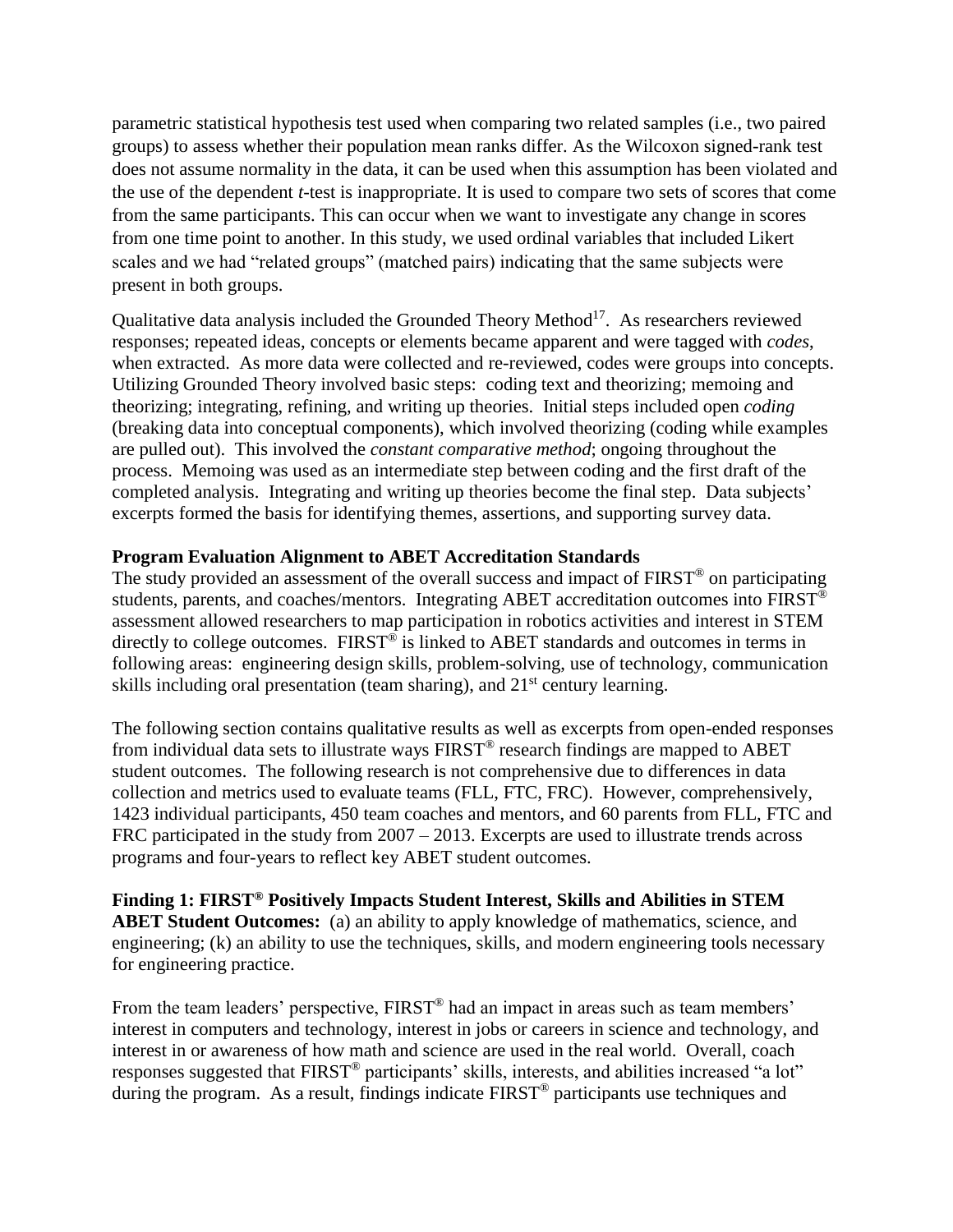parametric statistical hypothesis test used when comparing two related samples (i.e., two paired groups) to assess whether their population mean ranks differ. As the Wilcoxon signed-rank test does not assume normality in the data, it can be used when this assumption has been violated and the use of the dependent *t*-test is inappropriate. It is used to compare two sets of scores that come from the same participants. This can occur when we want to investigate any change in scores from one time point to another. In this study, we used ordinal variables that included Likert scales and we had "related groups" (matched pairs) indicating that the same subjects were present in both groups.

Qualitative data analysis included the Grounded Theory Method[17]. As researchers reviewed responses; repeated ideas, concepts or elements became apparent and were tagged with *codes*, when extracted. As more data were collected and re-reviewed, codes were groups into concepts. Utilizing Grounded Theory involved basic steps: coding text and theorizing; memoing and theorizing; integrating, refining, and writing up theories. Initial steps included open *coding* (breaking data into conceptual components), which involved theorizing (coding while examples are pulled out). This involved the *constant comparative method*; ongoing throughout the process. Memoing was used as an intermediate step between coding and the first draft of the completed analysis. Integrating and writing up theories become the final step. Data subjects' excerpts formed the basis for identifying themes, assertions, and supporting survey data.

**Program Evaluation Alignment to ABET Accreditation Standards**

The study provided an assessment of the overall success and impact of FIRST® on participating students, parents, and coaches/mentors. Integrating ABET accreditation outcomes into FIRST® assessment allowed researchers to map participation in robotics activities and interest in STEM directly to college outcomes. FIRST® is linked to ABET standards and outcomes in terms in following areas: engineering design skills, problem-solving, use of technology, communication skills including oral presentation (team sharing), and 21st century learning.

The following section contains qualitative results as well as excerpts from open-ended responses from individual data sets to illustrate ways FIRST® research findings are mapped to ABET student outcomes. The following research is not comprehensive due to differences in data collection and metrics used to evaluate teams (FLL, FTC, FRC). However, comprehensively, 1423 individual participants, 450 team coaches and mentors, and 60 parents from FLL, FTC and FRC participated in the study from 2007 – 2013. Excerpts are used to illustrate trends across programs and four-years to reflect key ABET student outcomes.

**Finding 1: FIRST® Positively Impacts Student Interest, Skills and Abilities in STEM**
**ABET Student Outcomes:** (a) an ability to apply knowledge of mathematics, science, and engineering; (k) an ability to use the techniques, skills, and modern engineering tools necessary for engineering practice.

From the team leaders' perspective, FIRST® had an impact in areas such as team members' interest in computers and technology, interest in jobs or careers in science and technology, and interest in or awareness of how math and science are used in the real world. Overall, coach responses suggested that FIRST® participants' skills, interests, and abilities increased "a lot" during the program. As a result, findings indicate FIRST® participants use techniques and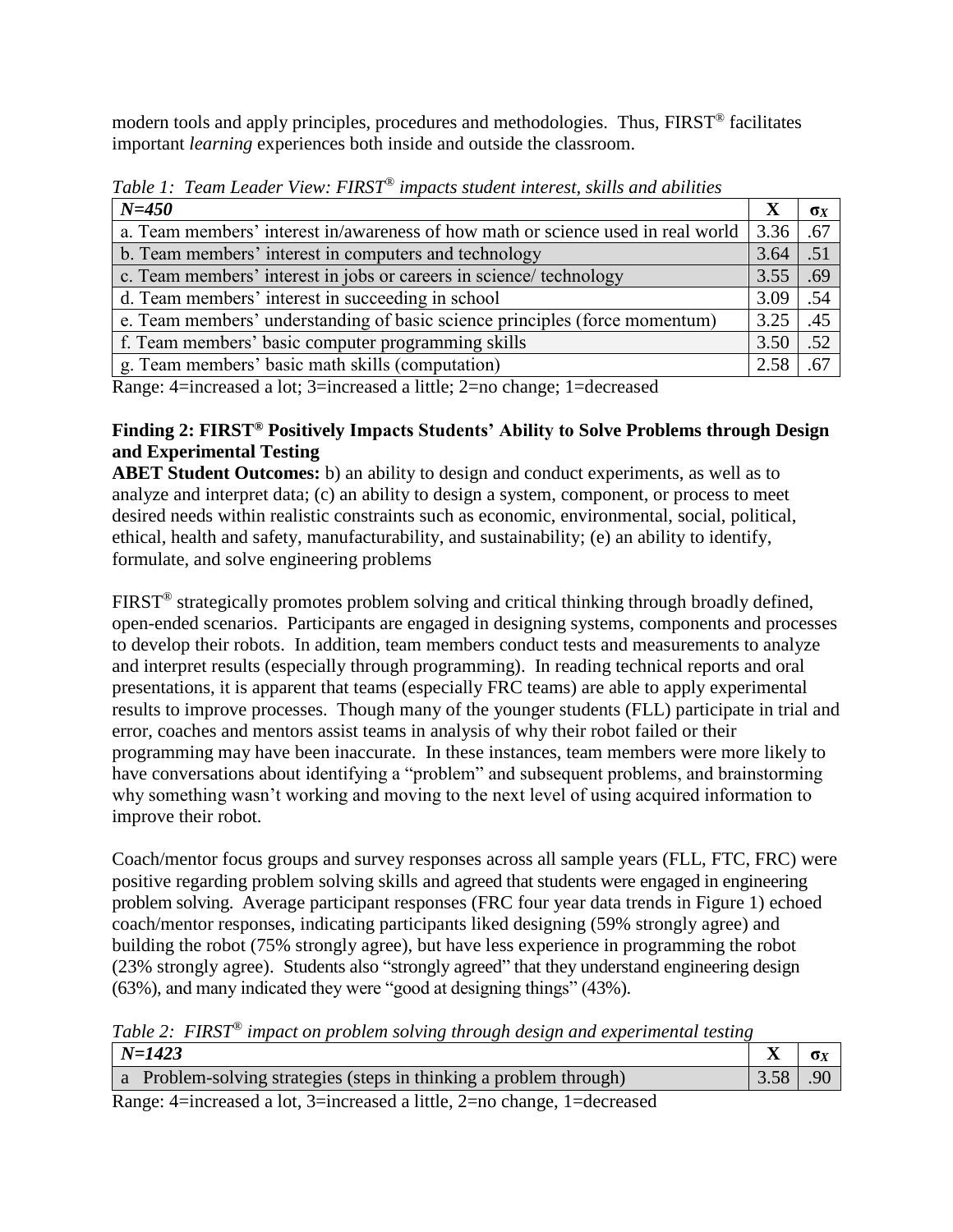modern tools and apply principles, procedures and methodologies. Thus, FIRST® facilitates important *learning* experiences both inside and outside the classroom.

*Table 1: Team Leader View: FIRST® impacts student interest, skills and abilities*

| *N=450* | X | $\sigma_X$ |
|---|---|---|
| a. Team members' interest in/awareness of how math or science used in real world | 3.36 | .67 |
| b. Team members' interest in computers and technology | 3.64 | .51 |
| c. Team members' interest in jobs or careers in science/ technology | 3.55 | .69 |
| d. Team members' interest in succeeding in school | 3.09 | .54 |
| e. Team members' understanding of basic science principles (force momentum) | 3.25 | .45 |
| f. Team members' basic computer programming skills | 3.50 | .52 |
| g. Team members' basic math skills (computation) | 2.58 | .67 |

Range: 4=increased a lot; 3=increased a little; 2=no change; 1=decreased

**Finding 2: FIRST® Positively Impacts Students' Ability to Solve Problems through Design and Experimental Testing**

**ABET Student Outcomes:** b) an ability to design and conduct experiments, as well as to analyze and interpret data; (c) an ability to design a system, component, or process to meet desired needs within realistic constraints such as economic, environmental, social, political, ethical, health and safety, manufacturability, and sustainability; (e) an ability to identify, formulate, and solve engineering problems

FIRST® strategically promotes problem solving and critical thinking through broadly defined, open-ended scenarios. Participants are engaged in designing systems, components and processes to develop their robots. In addition, team members conduct tests and measurements to analyze and interpret results (especially through programming). In reading technical reports and oral presentations, it is apparent that teams (especially FRC teams) are able to apply experimental results to improve processes. Though many of the younger students (FLL) participate in trial and error, coaches and mentors assist teams in analysis of why their robot failed or their programming may have been inaccurate. In these instances, team members were more likely to have conversations about identifying a "problem" and subsequent problems, and brainstorming why something wasn't working and moving to the next level of using acquired information to improve their robot.

Coach/mentor focus groups and survey responses across all sample years (FLL, FTC, FRC) were positive regarding problem solving skills and agreed that students were engaged in engineering problem solving. Average participant responses (FRC four year data trends in Figure 1) echoed coach/mentor responses, indicating participants liked designing (59% strongly agree) and building the robot (75% strongly agree), but have less experience in programming the robot (23% strongly agree). Students also "strongly agreed" that they understand engineering design (63%), and many indicated they were "good at designing things" (43%).

*Table 2: FIRST® impact on problem solving through design and experimental testing*

| *N=1423* | X | $\sigma_X$ |
|---|---|---|
| a Problem-solving strategies (steps in thinking a problem through) | 3.58 | .90 |

Range: 4=increased a lot, 3=increased a little, 2=no change, 1=decreased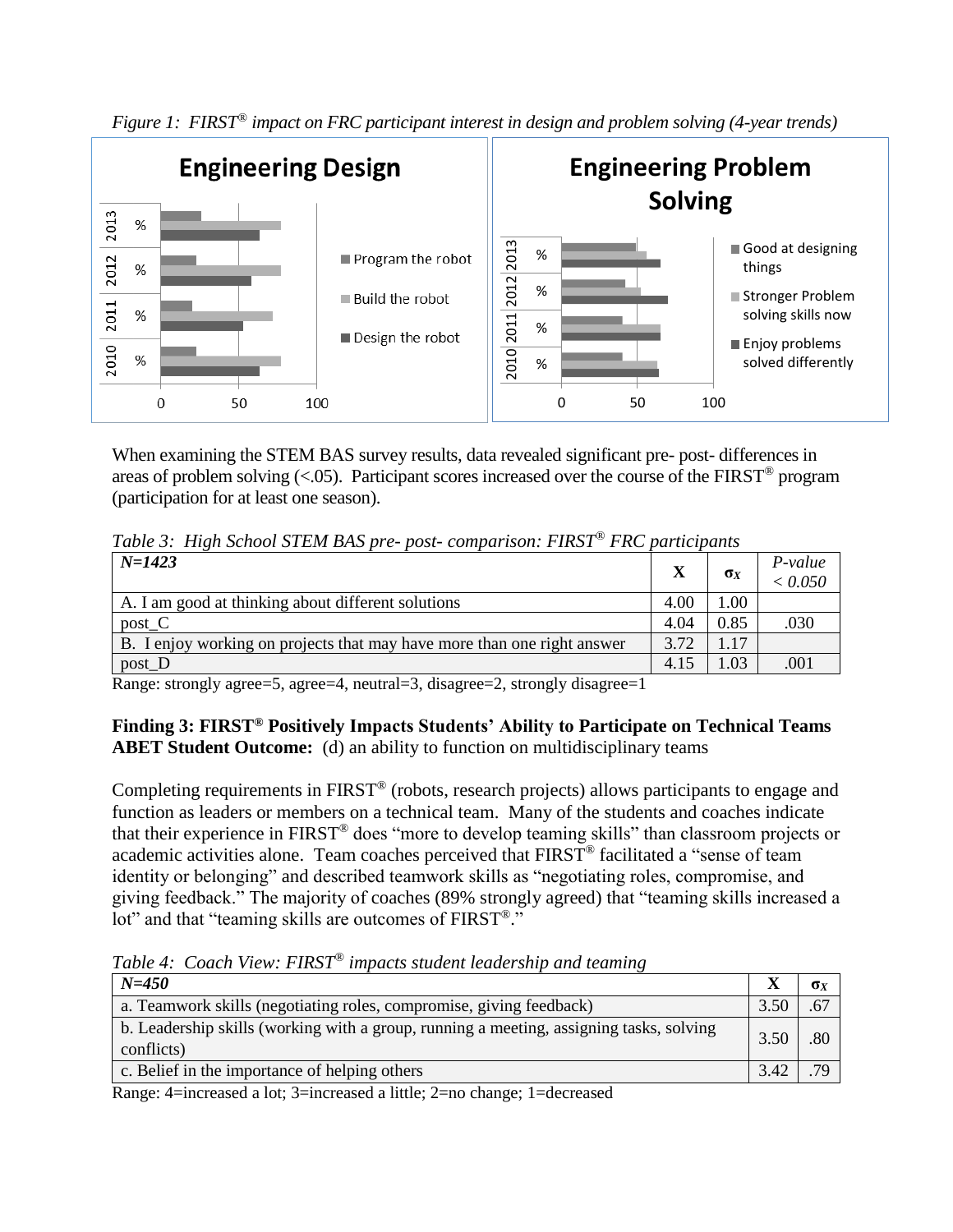*Figure 1: FIRST® impact on FRC participant interest in design and problem solving (4-year trends)*

When examining the STEM BAS survey results, data revealed significant pre- post- differences in areas of problem solving (<.05). Participant scores increased over the course of the FIRST® program (participation for at least one season).

*Table 3: High School STEM BAS pre- post- comparison: FIRST® FRC participants*

| ***N=1423*** | **X** | $\sigma_X$ | *P-value < 0.050* |
|---|---|---|---|
| A. I am good at thinking about different solutions | 4.00 | 1.00 | |
| post_C | 4.04 | 0.85 | .030 |
| B. I enjoy working on projects that may have more than one right answer | 3.72 | 1.17 | |
| post_D | 4.15 | 1.03 | .001 |

Range: strongly agree=5, agree=4, neutral=3, disagree=2, strongly disagree=1

**Finding 3: FIRST® Positively Impacts Students' Ability to Participate on Technical Teams**
**ABET Student Outcome:** (d) an ability to function on multidisciplinary teams

Completing requirements in FIRST® (robots, research projects) allows participants to engage and function as leaders or members on a technical team. Many of the students and coaches indicate that their experience in FIRST® does "more to develop teaming skills" than classroom projects or academic activities alone. Team coaches perceived that FIRST® facilitated a "sense of team identity or belonging" and described teamwork skills as "negotiating roles, compromise, and giving feedback." The majority of coaches (89% strongly agreed) that "teaming skills increased a lot" and that "teaming skills are outcomes of FIRST®."

*Table 4: Coach View: FIRST® impacts student leadership and teaming*

| ***N=450*** | **X** | $\sigma_X$ |
|---|---|---|
| a. Teamwork skills (negotiating roles, compromise, giving feedback) | 3.50 | .67 |
| b. Leadership skills (working with a group, running a meeting, assigning tasks, solving conflicts) | 3.50 | .80 |
| c. Belief in the importance of helping others | 3.42 | .79 |

Range: 4=increased a lot; 3=increased a little; 2=no change; 1=decreased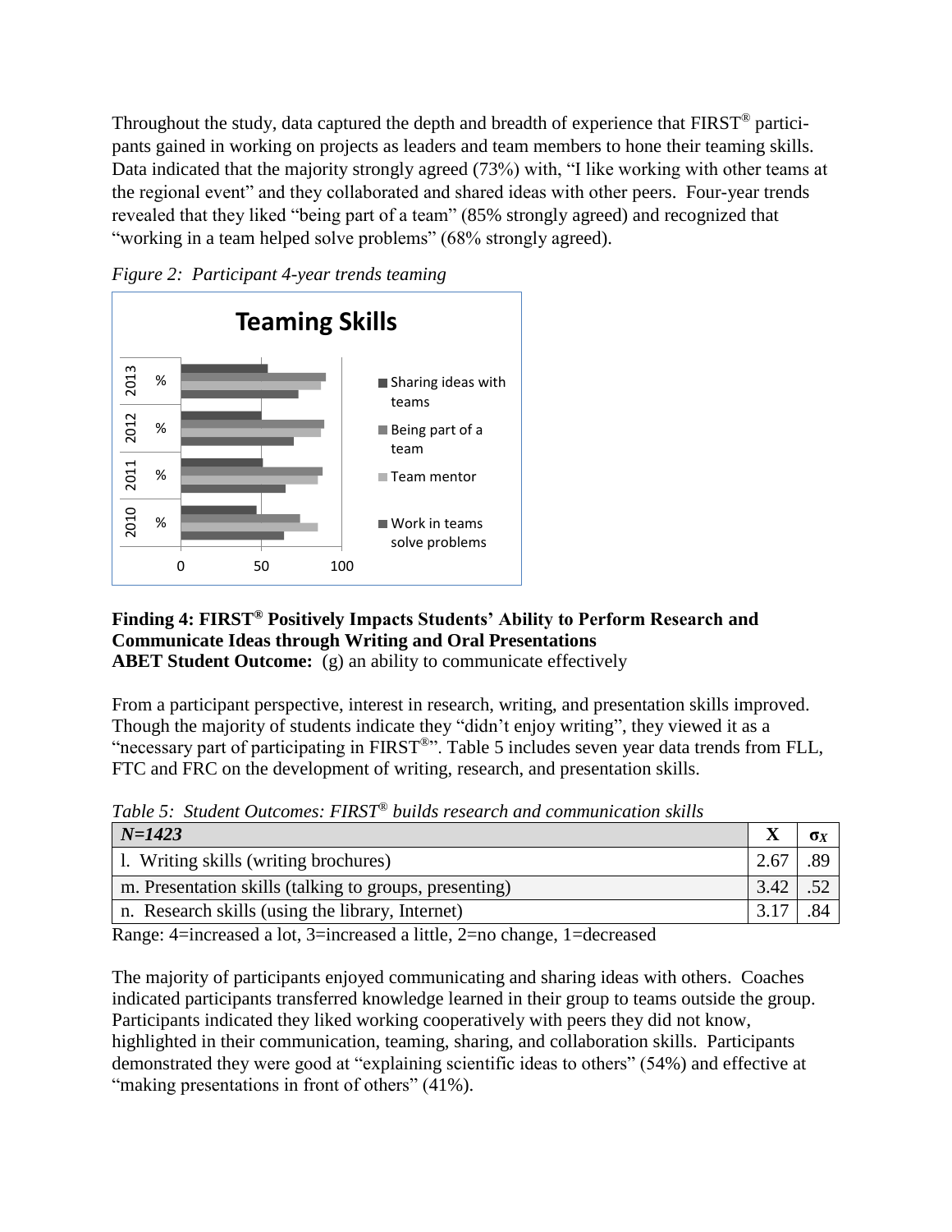Throughout the study, data captured the depth and breadth of experience that FIRST® participants gained in working on projects as leaders and team members to hone their teaming skills. Data indicated that the majority strongly agreed (73%) with, "I like working with other teams at the regional event" and they collaborated and shared ideas with other peers. Four-year trends revealed that they liked "being part of a team" (85% strongly agreed) and recognized that "working in a team helped solve problems" (68% strongly agreed).

*Figure 2: Participant 4-year trends teaming*

**Finding 4: FIRST® Positively Impacts Students' Ability to Perform Research and Communicate Ideas through Writing and Oral Presentations**
**ABET Student Outcome:** (g) an ability to communicate effectively

From a participant perspective, interest in research, writing, and presentation skills improved. Though the majority of students indicate they "didn't enjoy writing", they viewed it as a "necessary part of participating in FIRST®". Table 5 includes seven year data trends from FLL, FTC and FRC on the development of writing, research, and presentation skills.

*Table 5: Student Outcomes: FIRST® builds research and communication skills*

| *N=1423* | X | $\sigma_X$ |
|---|---|---|
| l. Writing skills (writing brochures) | 2.67 | .89 |
| m. Presentation skills (talking to groups, presenting) | 3.42 | .52 |
| n. Research skills (using the library, Internet) | 3.17 | .84 |

Range: 4=increased a lot, 3=increased a little, 2=no change, 1=decreased

The majority of participants enjoyed communicating and sharing ideas with others. Coaches indicated participants transferred knowledge learned in their group to teams outside the group. Participants indicated they liked working cooperatively with peers they did not know, highlighted in their communication, teaming, sharing, and collaboration skills. Participants demonstrated they were good at "explaining scientific ideas to others" (54%) and effective at "making presentations in front of others" (41%).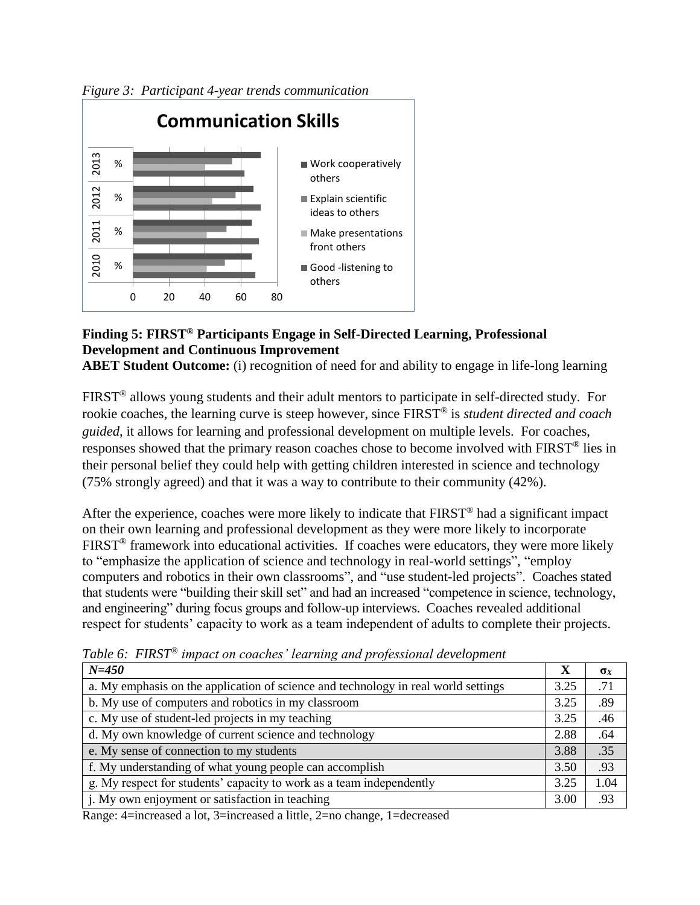*Figure 3: Participant 4-year trends communication*

**Finding 5: FIRST® Participants Engage in Self-Directed Learning, Professional Development and Continuous Improvement**

**ABET Student Outcome:** (i) recognition of need for and ability to engage in life-long learning

FIRST® allows young students and their adult mentors to participate in self-directed study. For rookie coaches, the learning curve is steep however, since FIRST® is *student directed and coach guided*, it allows for learning and professional development on multiple levels. For coaches, responses showed that the primary reason coaches chose to become involved with FIRST® lies in their personal belief they could help with getting children interested in science and technology (75% strongly agreed) and that it was a way to contribute to their community (42%).

After the experience, coaches were more likely to indicate that FIRST® had a significant impact on their own learning and professional development as they were more likely to incorporate FIRST® framework into educational activities. If coaches were educators, they were more likely to "emphasize the application of science and technology in real-world settings", "employ computers and robotics in their own classrooms", and "use student-led projects". Coaches stated that students were "building their skill set" and had an increased "competence in science, technology, and engineering" during focus groups and follow-up interviews. Coaches revealed additional respect for students' capacity to work as a team independent of adults to complete their projects.

*Table 6: FIRST® impact on coaches' learning and professional development*

| *N=450* | X | $\sigma_X$ |
|---|---|---|
| a. My emphasis on the application of science and technology in real world settings | 3.25 | .71 |
| b. My use of computers and robotics in my classroom | 3.25 | .89 |
| c. My use of student-led projects in my teaching | 3.25 | .46 |
| d. My own knowledge of current science and technology | 2.88 | .64 |
| e. My sense of connection to my students | 3.88 | .35 |
| f. My understanding of what young people can accomplish | 3.50 | .93 |
| g. My respect for students' capacity to work as a team independently | 3.25 | 1.04 |
| j. My own enjoyment or satisfaction in teaching | 3.00 | .93 |

Range: 4=increased a lot, 3=increased a little, 2=no change, 1=decreased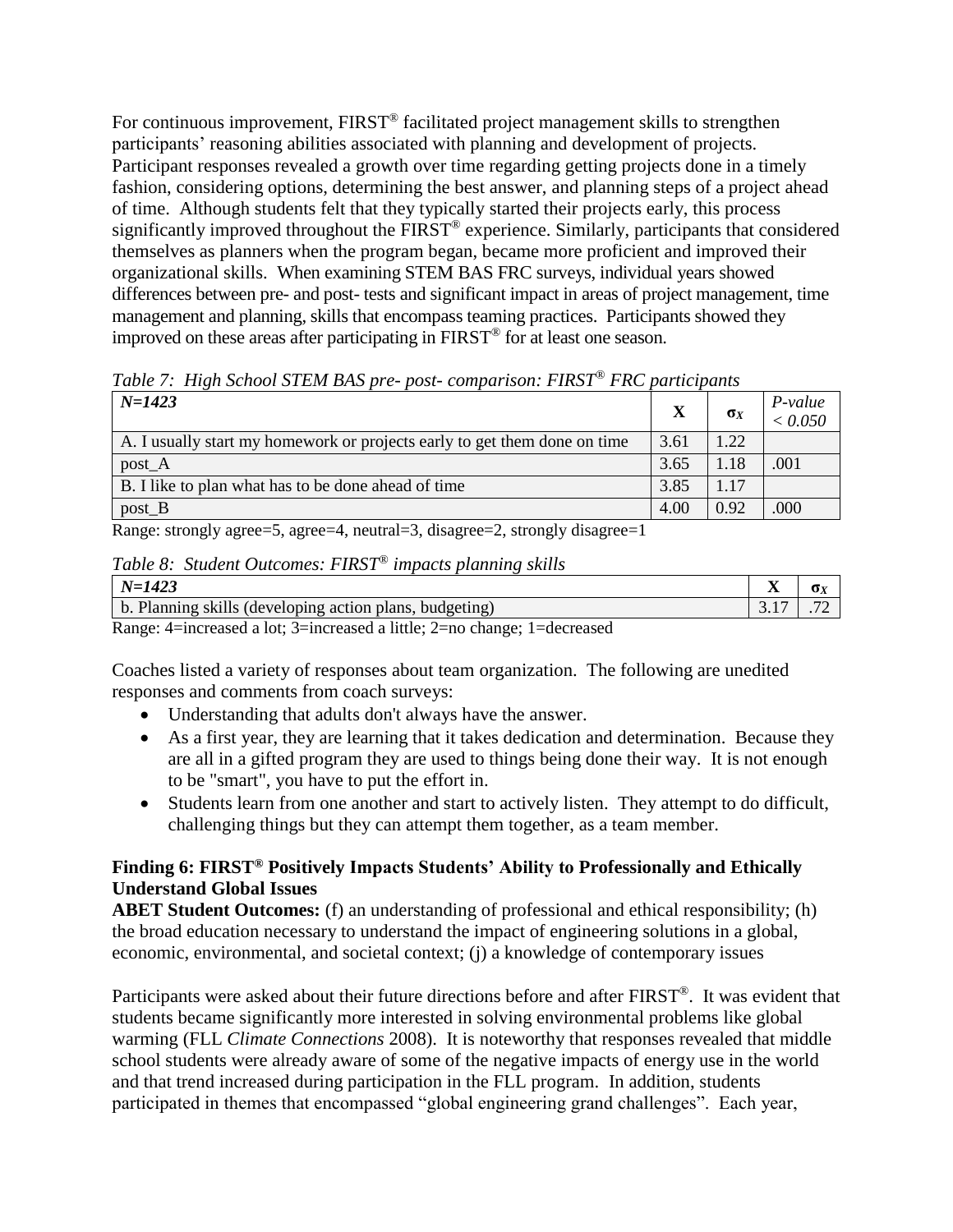For continuous improvement, FIRST® facilitated project management skills to strengthen participants' reasoning abilities associated with planning and development of projects. Participant responses revealed a growth over time regarding getting projects done in a timely fashion, considering options, determining the best answer, and planning steps of a project ahead of time. Although students felt that they typically started their projects early, this process significantly improved throughout the FIRST® experience. Similarly, participants that considered themselves as planners when the program began, became more proficient and improved their organizational skills. When examining STEM BAS FRC surveys, individual years showed differences between pre- and post- tests and significant impact in areas of project management, time management and planning, skills that encompass teaming practices. Participants showed they improved on these areas after participating in FIRST® for at least one season.

*Table 7: High School STEM BAS pre- post- comparison: FIRST® FRC participants*

| *N=1423* | **X** | $\sigma_X$ | *P-value < 0.050* |
|---|---|---|---|
| A. I usually start my homework or projects early to get them done on time | 3.61 | 1.22 | |
| post_A | 3.65 | 1.18 | .001 |
| B. I like to plan what has to be done ahead of time | 3.85 | 1.17 | |
| post_B | 4.00 | 0.92 | .000 |

Range: strongly agree=5, agree=4, neutral=3, disagree=2, strongly disagree=1

*Table 8: Student Outcomes: FIRST® impacts planning skills*

| *N=1423* | **X** | $\sigma_X$ |
|---|---|---|
| b. Planning skills (developing action plans, budgeting) | 3.17 | .72 |

Range: 4=increased a lot; 3=increased a little; 2=no change; 1=decreased

Coaches listed a variety of responses about team organization. The following are unedited responses and comments from coach surveys:

- Understanding that adults don't always have the answer.
- As a first year, they are learning that it takes dedication and determination. Because they are all in a gifted program they are used to things being done their way. It is not enough to be "smart", you have to put the effort in.
- Students learn from one another and start to actively listen. They attempt to do difficult, challenging things but they can attempt them together, as a team member.

**Finding 6: FIRST® Positively Impacts Students' Ability to Professionally and Ethically Understand Global Issues**

**ABET Student Outcomes:** (f) an understanding of professional and ethical responsibility; (h) the broad education necessary to understand the impact of engineering solutions in a global, economic, environmental, and societal context; (j) a knowledge of contemporary issues

Participants were asked about their future directions before and after FIRST®. It was evident that students became significantly more interested in solving environmental problems like global warming (FLL *Climate Connections* 2008). It is noteworthy that responses revealed that middle school students were already aware of some of the negative impacts of energy use in the world and that trend increased during participation in the FLL program. In addition, students participated in themes that encompassed "global engineering grand challenges". Each year,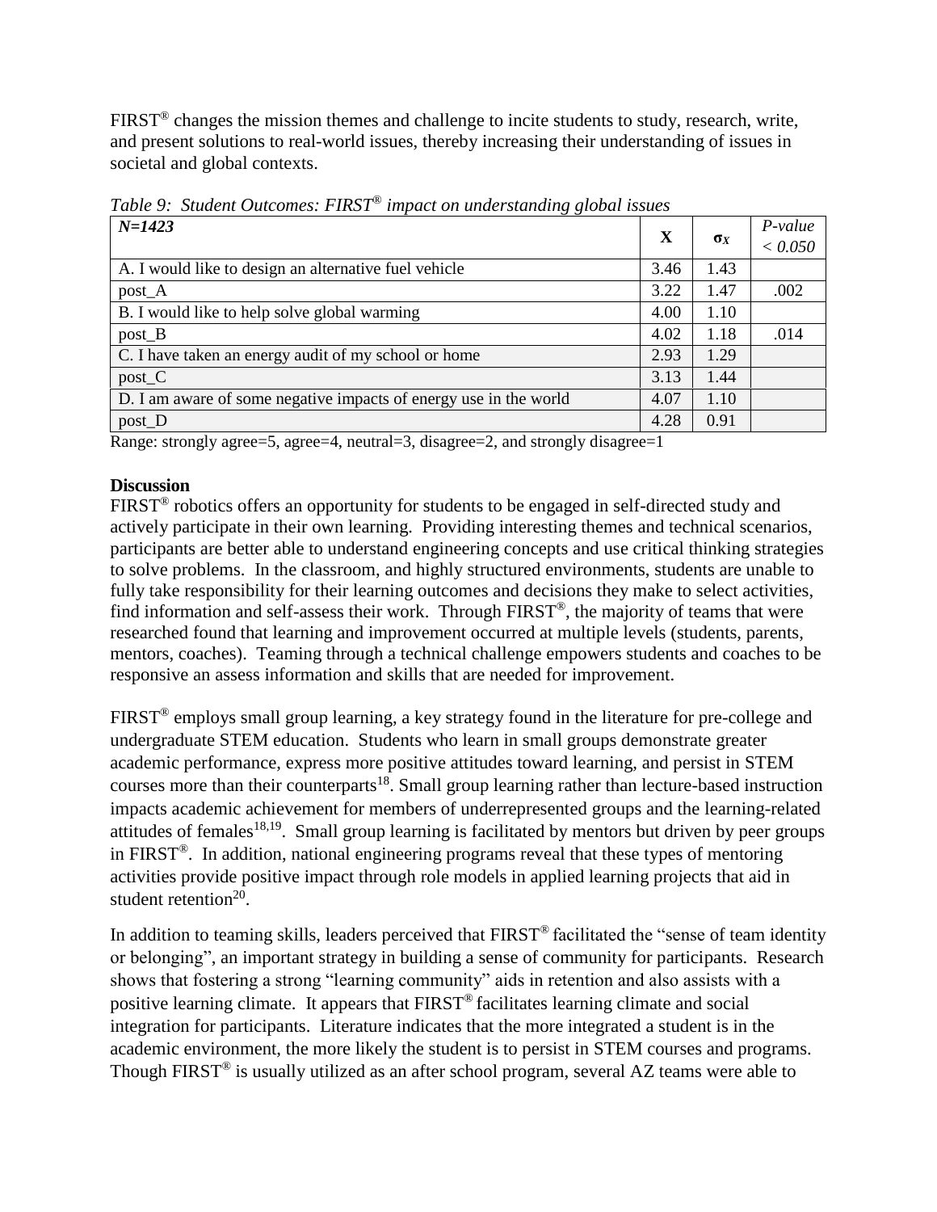FIRST® changes the mission themes and challenge to incite students to study, research, write, and present solutions to real-world issues, thereby increasing their understanding of issues in societal and global contexts.

*Table 9: Student Outcomes: FIRST® impact on understanding global issues*

| ***N=1423*** | **X** | $\sigma_X$ | *P-value < 0.050* |
|---|---|---|---|
| A. I would like to design an alternative fuel vehicle | 3.46 | 1.43 | |
| post_A | 3.22 | 1.47 | .002 |
| B. I would like to help solve global warming | 4.00 | 1.10 | |
| post_B | 4.02 | 1.18 | .014 |
| C. I have taken an energy audit of my school or home | 2.93 | 1.29 | |
| post_C | 3.13 | 1.44 | |
| D. I am aware of some negative impacts of energy use in the world | 4.07 | 1.10 | |
| post_D | 4.28 | 0.91 | |

Range: strongly agree=5, agree=4, neutral=3, disagree=2, and strongly disagree=1

**Discussion**

FIRST® robotics offers an opportunity for students to be engaged in self-directed study and actively participate in their own learning. Providing interesting themes and technical scenarios, participants are better able to understand engineering concepts and use critical thinking strategies to solve problems. In the classroom, and highly structured environments, students are unable to fully take responsibility for their learning outcomes and decisions they make to select activities, find information and self-assess their work. Through FIRST®, the majority of teams that were researched found that learning and improvement occurred at multiple levels (students, parents, mentors, coaches). Teaming through a technical challenge empowers students and coaches to be responsive an assess information and skills that are needed for improvement.

FIRST® employs small group learning, a key strategy found in the literature for pre-college and undergraduate STEM education. Students who learn in small groups demonstrate greater academic performance, express more positive attitudes toward learning, and persist in STEM courses more than their counterparts[18]. Small group learning rather than lecture-based instruction impacts academic achievement for members of underrepresented groups and the learning-related attitudes of females[18,19]. Small group learning is facilitated by mentors but driven by peer groups in FIRST®. In addition, national engineering programs reveal that these types of mentoring activities provide positive impact through role models in applied learning projects that aid in student retention[20].

In addition to teaming skills, leaders perceived that FIRST® facilitated the "sense of team identity or belonging", an important strategy in building a sense of community for participants. Research shows that fostering a strong "learning community" aids in retention and also assists with a positive learning climate. It appears that FIRST® facilitates learning climate and social integration for participants. Literature indicates that the more integrated a student is in the academic environment, the more likely the student is to persist in STEM courses and programs. Though FIRST® is usually utilized as an after school program, several AZ teams were able to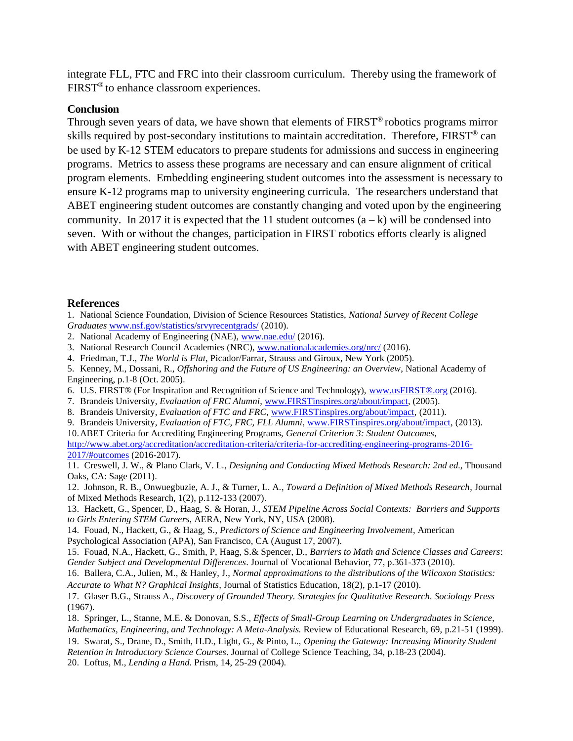integrate FLL, FTC and FRC into their classroom curriculum. Thereby using the framework of FIRST® to enhance classroom experiences.

## Conclusion

Through seven years of data, we have shown that elements of FIRST® robotics programs mirror skills required by post-secondary institutions to maintain accreditation. Therefore, FIRST® can be used by K-12 STEM educators to prepare students for admissions and success in engineering programs. Metrics to assess these programs are necessary and can ensure alignment of critical program elements. Embedding engineering student outcomes into the assessment is necessary to ensure K-12 programs map to university engineering curricula. The researchers understand that ABET engineering student outcomes are constantly changing and voted upon by the engineering community. In 2017 it is expected that the 11 student outcomes (a – k) will be condensed into seven. With or without the changes, participation in FIRST robotics efforts clearly is aligned with ABET engineering student outcomes.

## References

1. National Science Foundation, Division of Science Resources Statistics, *National Survey of Recent College Graduates* www.nsf.gov/statistics/srvyrecentgrads/ (2010).
2. National Academy of Engineering (NAE), www.nae.edu/ (2016).
3. National Research Council Academies (NRC), www.nationalacademies.org/nrc/ (2016).
4. Friedman, T.J., *The World is Flat*, Picador/Farrar, Strauss and Giroux, New York (2005).
5. Kenney, M., Dossani, R., *Offshoring and the Future of US Engineering: an Overview*, National Academy of Engineering, p.1-8 (Oct. 2005).
6. U.S. FIRST® (For Inspiration and Recognition of Science and Technology), www.usFIRST®.org (2016).
7. Brandeis University, *Evaluation of FRC Alumni*, www.FIRSTinspires.org/about/impact, (2005).
8. Brandeis University, *Evaluation of FTC and FRC*, www.FIRSTinspires.org/about/impact, (2011).
9. Brandeis University, *Evaluation of FTC, FRC, FLL Alumni*, www.FIRSTinspires.org/about/impact, (2013).
10. ABET Criteria for Accrediting Engineering Programs, *General Criterion 3: Student Outcomes*, http://www.abet.org/accreditation/accreditation-criteria/criteria-for-accrediting-engineering-programs-2016-2017/#outcomes (2016-2017).
11. Creswell, J. W., & Plano Clark, V. L., *Designing and Conducting Mixed Methods Research: 2nd ed.,* Thousand Oaks, CA: Sage (2011).
12. Johnson, R. B., Onwuegbuzie, A. J., & Turner, L. A., *Toward a Definition of Mixed Methods Research*, Journal of Mixed Methods Research, 1(2), p.112-133 (2007).
13. Hackett, G., Spencer, D., Haag, S. & Horan, J., *STEM Pipeline Across Social Contexts: Barriers and Supports to Girls Entering STEM Careers*, AERA, New York, NY, USA (2008).
14. Fouad, N., Hackett, G., & Haag, S., *Predictors of Science and Engineering Involvement*, American Psychological Association (APA), San Francisco, CA (August 17, 2007).
15. Fouad, N.A., Hackett, G., Smith, P, Haag, S.& Spencer, D., *Barriers to Math and Science Classes and Careers: Gender Subject and Developmental Differences*. Journal of Vocational Behavior, 77, p.361-373 (2010).
16. Ballera, C.A., Julien, M., & Hanley, J., *Normal approximations to the distributions of the Wilcoxon Statistics: Accurate to What N? Graphical Insights*, Journal of Statistics Education, 18(2), p.1-17 (2010).
17. Glaser B.G., Strauss A., *Discovery of Grounded Theory. Strategies for Qualitative Research. Sociology Press* (1967).
18. Springer, L., Stanne, M.E. & Donovan, S.S., *Effects of Small-Group Learning on Undergraduates in Science, Mathematics, Engineering, and Technology: A Meta-Analysis.* Review of Educational Research, 69, p.21-51 (1999).
19. Swarat, S., Drane, D., Smith, H.D., Light, G., & Pinto, L., *Opening the Gateway: Increasing Minority Student Retention in Introductory Science Courses*. Journal of College Science Teaching, 34, p.18-23 (2004).
20. Loftus, M., *Lending a Hand.* Prism, 14, 25-29 (2004).